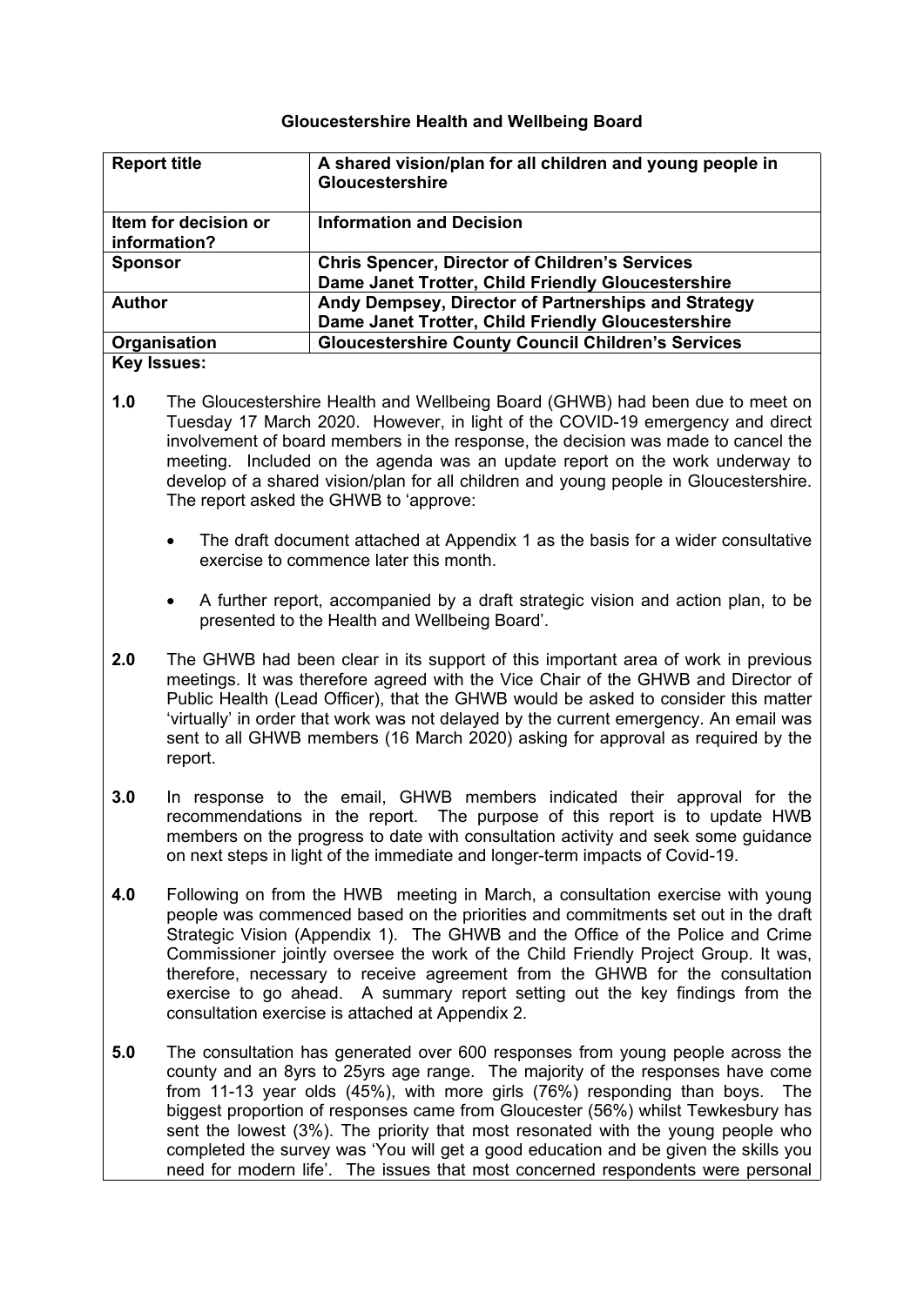**Gloucestershire Health and Wellbeing Board**

| Report title | A shared vision/plan for all children and young people in Gloucestershire |
|---|---|
| Item for decision or information? | Information and Decision |
| Sponsor | Chris Spencer, Director of Children's Services<br>Dame Janet Trotter, Child Friendly Gloucestershire |
| Author | Andy Dempsey, Director of Partnerships and Strategy<br>Dame Janet Trotter, Child Friendly Gloucestershire |
| Organisation | Gloucestershire County Council Children's Services |

**Key Issues:**

**1.0** The Gloucestershire Health and Wellbeing Board (GHWB) had been due to meet on Tuesday 17 March 2020. However, in light of the COVID-19 emergency and direct involvement of board members in the response, the decision was made to cancel the meeting. Included on the agenda was an update report on the work underway to develop of a shared vision/plan for all children and young people in Gloucestershire. The report asked the GHWB to 'approve:

- The draft document attached at Appendix 1 as the basis for a wider consultative exercise to commence later this month.
- A further report, accompanied by a draft strategic vision and action plan, to be presented to the Health and Wellbeing Board'.

**2.0** The GHWB had been clear in its support of this important area of work in previous meetings. It was therefore agreed with the Vice Chair of the GHWB and Director of Public Health (Lead Officer), that the GHWB would be asked to consider this matter 'virtually' in order that work was not delayed by the current emergency. An email was sent to all GHWB members (16 March 2020) asking for approval as required by the report.

**3.0** In response to the email, GHWB members indicated their approval for the recommendations in the report. The purpose of this report is to update HWB members on the progress to date with consultation activity and seek some guidance on next steps in light of the immediate and longer-term impacts of Covid-19.

**4.0** Following on from the HWB meeting in March, a consultation exercise with young people was commenced based on the priorities and commitments set out in the draft Strategic Vision (Appendix 1). The GHWB and the Office of the Police and Crime Commissioner jointly oversee the work of the Child Friendly Project Group. It was, therefore, necessary to receive agreement from the GHWB for the consultation exercise to go ahead. A summary report setting out the key findings from the consultation exercise is attached at Appendix 2.

**5.0** The consultation has generated over 600 responses from young people across the county and an 8yrs to 25yrs age range. The majority of the responses have come from 11-13 year olds (45%), with more girls (76%) responding than boys. The biggest proportion of responses came from Gloucester (56%) whilst Tewkesbury has sent the lowest (3%). The priority that most resonated with the young people who completed the survey was 'You will get a good education and be given the skills you need for modern life'. The issues that most concerned respondents were personal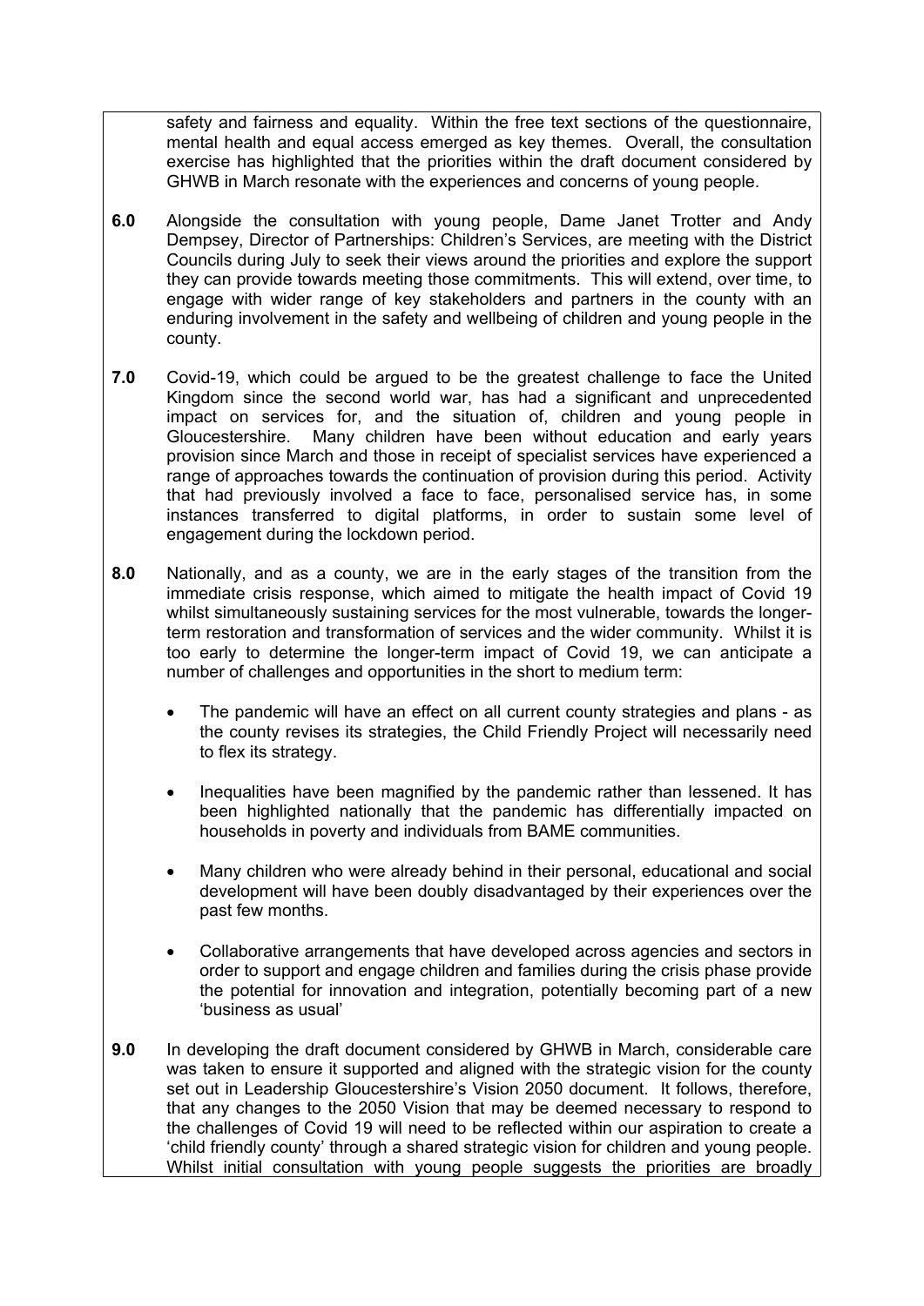safety and fairness and equality. Within the free text sections of the questionnaire, mental health and equal access emerged as key themes. Overall, the consultation exercise has highlighted that the priorities within the draft document considered by GHWB in March resonate with the experiences and concerns of young people.

**6.0** Alongside the consultation with young people, Dame Janet Trotter and Andy Dempsey, Director of Partnerships: Children's Services, are meeting with the District Councils during July to seek their views around the priorities and explore the support they can provide towards meeting those commitments. This will extend, over time, to engage with wider range of key stakeholders and partners in the county with an enduring involvement in the safety and wellbeing of children and young people in the county.

**7.0** Covid-19, which could be argued to be the greatest challenge to face the United Kingdom since the second world war, has had a significant and unprecedented impact on services for, and the situation of, children and young people in Gloucestershire. Many children have been without education and early years provision since March and those in receipt of specialist services have experienced a range of approaches towards the continuation of provision during this period. Activity that had previously involved a face to face, personalised service has, in some instances transferred to digital platforms, in order to sustain some level of engagement during the lockdown period.

**8.0** Nationally, and as a county, we are in the early stages of the transition from the immediate crisis response, which aimed to mitigate the health impact of Covid 19 whilst simultaneously sustaining services for the most vulnerable, towards the longer-term restoration and transformation of services and the wider community. Whilst it is too early to determine the longer-term impact of Covid 19, we can anticipate a number of challenges and opportunities in the short to medium term:

- The pandemic will have an effect on all current county strategies and plans - as the county revises its strategies, the Child Friendly Project will necessarily need to flex its strategy.
- Inequalities have been magnified by the pandemic rather than lessened. It has been highlighted nationally that the pandemic has differentially impacted on households in poverty and individuals from BAME communities.
- Many children who were already behind in their personal, educational and social development will have been doubly disadvantaged by their experiences over the past few months.
- Collaborative arrangements that have developed across agencies and sectors in order to support and engage children and families during the crisis phase provide the potential for innovation and integration, potentially becoming part of a new 'business as usual'

**9.0** In developing the draft document considered by GHWB in March, considerable care was taken to ensure it supported and aligned with the strategic vision for the county set out in Leadership Gloucestershire's Vision 2050 document. It follows, therefore, that any changes to the 2050 Vision that may be deemed necessary to respond to the challenges of Covid 19 will need to be reflected within our aspiration to create a 'child friendly county' through a shared strategic vision for children and young people. Whilst initial consultation with young people suggests the priorities are broadly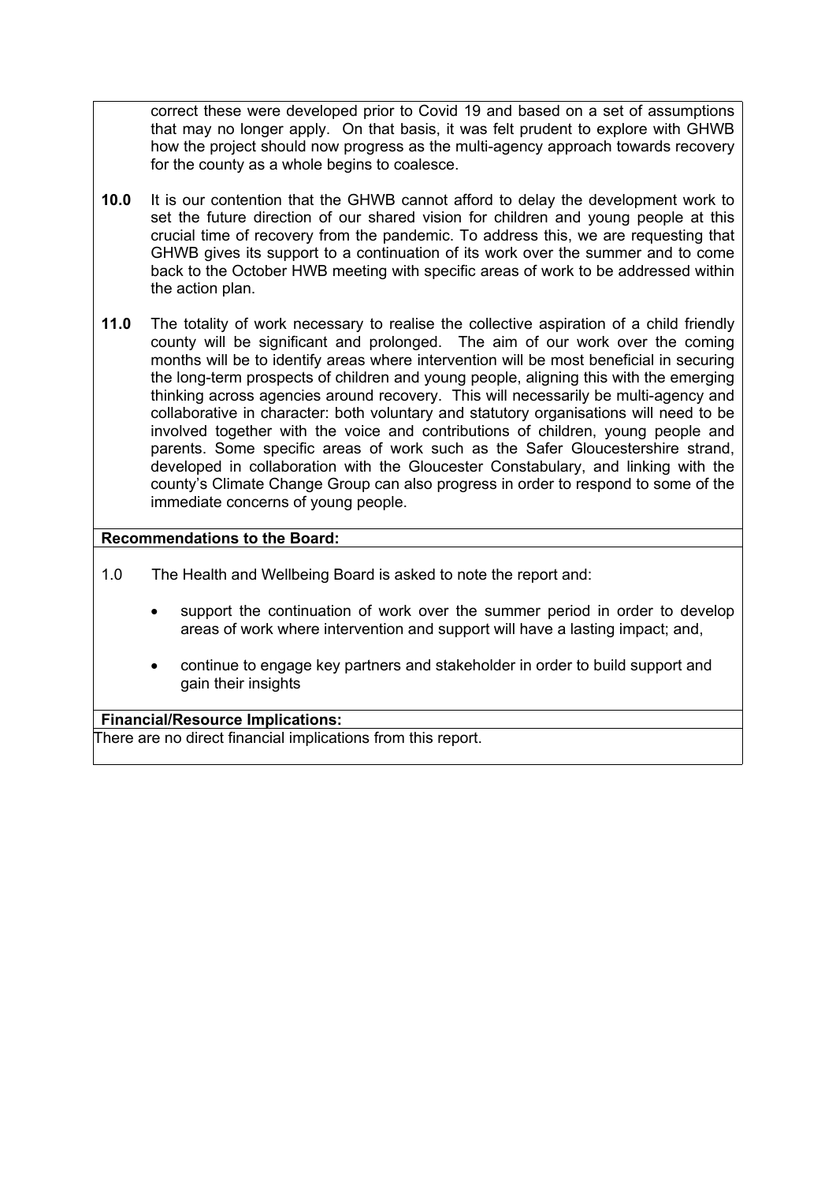correct these were developed prior to Covid 19 and based on a set of assumptions that may no longer apply. On that basis, it was felt prudent to explore with GHWB how the project should now progress as the multi-agency approach towards recovery for the county as a whole begins to coalesce.

**10.0** It is our contention that the GHWB cannot afford to delay the development work to set the future direction of our shared vision for children and young people at this crucial time of recovery from the pandemic. To address this, we are requesting that GHWB gives its support to a continuation of its work over the summer and to come back to the October HWB meeting with specific areas of work to be addressed within the action plan.

**11.0** The totality of work necessary to realise the collective aspiration of a child friendly county will be significant and prolonged. The aim of our work over the coming months will be to identify areas where intervention will be most beneficial in securing the long-term prospects of children and young people, aligning this with the emerging thinking across agencies around recovery. This will necessarily be multi-agency and collaborative in character: both voluntary and statutory organisations will need to be involved together with the voice and contributions of children, young people and parents. Some specific areas of work such as the Safer Gloucestershire strand, developed in collaboration with the Gloucester Constabulary, and linking with the county's Climate Change Group can also progress in order to respond to some of the immediate concerns of young people.

**Recommendations to the Board:**

1.0 The Health and Wellbeing Board is asked to note the report and:

- support the continuation of work over the summer period in order to develop areas of work where intervention and support will have a lasting impact; and,
- continue to engage key partners and stakeholder in order to build support and gain their insights

**Financial/Resource Implications:**

There are no direct financial implications from this report.